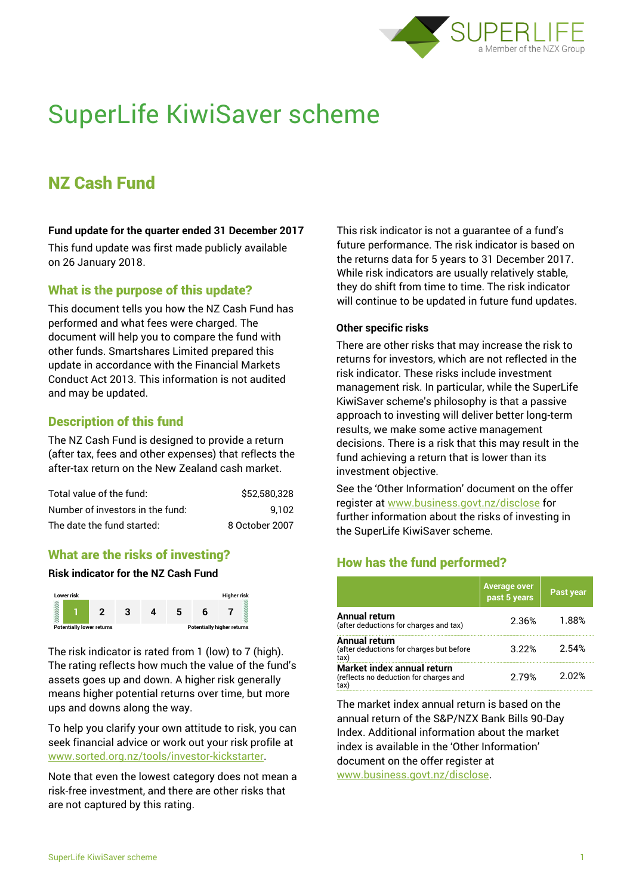# SuperLife KiwiSaver scheme

## NZ Cash Fund

**Fund update for the quarter ended 31 December 2017**

This fund update was first made publicly available on 26 January 2018.

### What is the purpose of this update?

This document tells you how the NZ Cash Fund has performed and what fees were charged. The document will help you to compare the fund with other funds. Smartshares Limited prepared this update in accordance with the Financial Markets Conduct Act 2013. This information is not audited and may be updated.

### Description of this fund

The NZ Cash Fund is designed to provide a return (after tax, fees and other expenses) that reflects the after-tax return on the New Zealand cash market.

| | |
|---|---|
| Total value of the fund: | $52,580,328 |
| Number of investors in the fund: | 9,102 |
| The date the fund started: | 8 October 2007 |

### What are the risks of investing?

**Risk indicator for the NZ Cash Fund**

Lower risk — Higher risk

| **1** | 2 | 3 | 4 | 5 | 6 | 7 |
|---|---|---|---|---|---|---|

Potentially lower returns — Potentially higher returns

The risk indicator is rated from 1 (low) to 7 (high). The rating reflects how much the value of the fund's assets goes up and down. A higher risk generally means higher potential returns over time, but more ups and downs along the way.

To help you clarify your own attitude to risk, you can seek financial advice or work out your risk profile at www.sorted.org.nz/tools/investor-kickstarter.

Note that even the lowest category does not mean a risk-free investment, and there are other risks that are not captured by this rating.

This risk indicator is not a guarantee of a fund's future performance. The risk indicator is based on the returns data for 5 years to 31 December 2017. While risk indicators are usually relatively stable, they do shift from time to time. The risk indicator will continue to be updated in future fund updates.

**Other specific risks**

There are other risks that may increase the risk to returns for investors, which are not reflected in the risk indicator. These risks include investment management risk. In particular, while the SuperLife KiwiSaver scheme's philosophy is that a passive approach to investing will deliver better long-term results, we make some active management decisions. There is a risk that this may result in the fund achieving a return that is lower than its investment objective.

See the 'Other Information' document on the offer register at www.business.govt.nz/disclose for further information about the risks of investing in the SuperLife KiwiSaver scheme.

### How has the fund performed?

| | Average over past 5 years | Past year |
|---|---|---|
| **Annual return** (after deductions for charges and tax) | 2.36% | 1.88% |
| **Annual return** (after deductions for charges but before tax) | 3.22% | 2.54% |
| **Market index annual return** (reflects no deduction for charges and tax) | 2.79% | 2.02% |

The market index annual return is based on the annual return of the S&P/NZX Bank Bills 90-Day Index. Additional information about the market index is available in the 'Other Information' document on the offer register at www.business.govt.nz/disclose.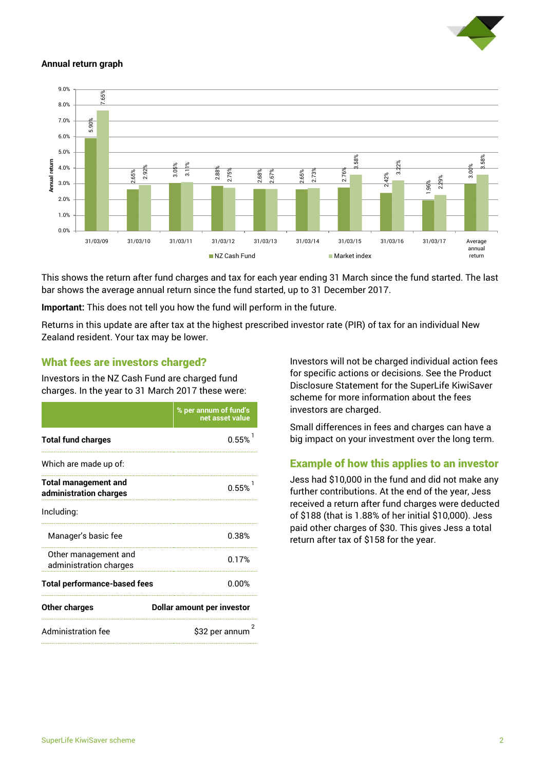**Annual return graph**

| Year ending | NZ Cash Fund | Market index |
|---|---|---|
| 31/03/09 | 5.90% | 7.65% |
| 31/03/10 | 2.65% | 2.92% |
| 31/03/11 | 3.05% | 3.11% |
| 31/03/12 | 2.88% | 2.75% |
| 31/03/13 | 2.68% | 2.67% |
| 31/03/14 | 2.65% | 2.73% |
| 31/03/15 | 2.76% | 3.58% |
| 31/03/16 | 2.42% | 3.22% |
| 31/03/17 | 1.96% | 2.29% |
| Average annual return | 3.00% | 3.58% |

This shows the return after fund charges and tax for each year ending 31 March since the fund started. The last bar shows the average annual return since the fund started, up to 31 December 2017.

**Important:** This does not tell you how the fund will perform in the future.

Returns in this update are after tax at the highest prescribed investor rate (PIR) of tax for an individual New Zealand resident. Your tax may be lower.

## What fees are investors charged?

Investors in the NZ Cash Fund are charged fund charges. In the year to 31 March 2017 these were:

| | % per annum of fund's net asset value |
|---|---|
| **Total fund charges** | 0.55% [1] |
| Which are made up of: | |
| **Total management and administration charges** | 0.55% [1] |
| Including: | |
| Manager's basic fee | 0.38% |
| Other management and administration charges | 0.17% |
| **Total performance-based fees** | 0.00% |
| **Other charges** | **Dollar amount per investor** |
| Administration fee | $32 per annum [2] |

Investors will not be charged individual action fees for specific actions or decisions. See the Product Disclosure Statement for the SuperLife KiwiSaver scheme for more information about the fees investors are charged.

Small differences in fees and charges can have a big impact on your investment over the long term.

## Example of how this applies to an investor

Jess had $10,000 in the fund and did not make any further contributions. At the end of the year, Jess received a return after fund charges were deducted of $188 (that is 1.88% of her initial $10,000). Jess paid other charges of $30. This gives Jess a total return after tax of $158 for the year.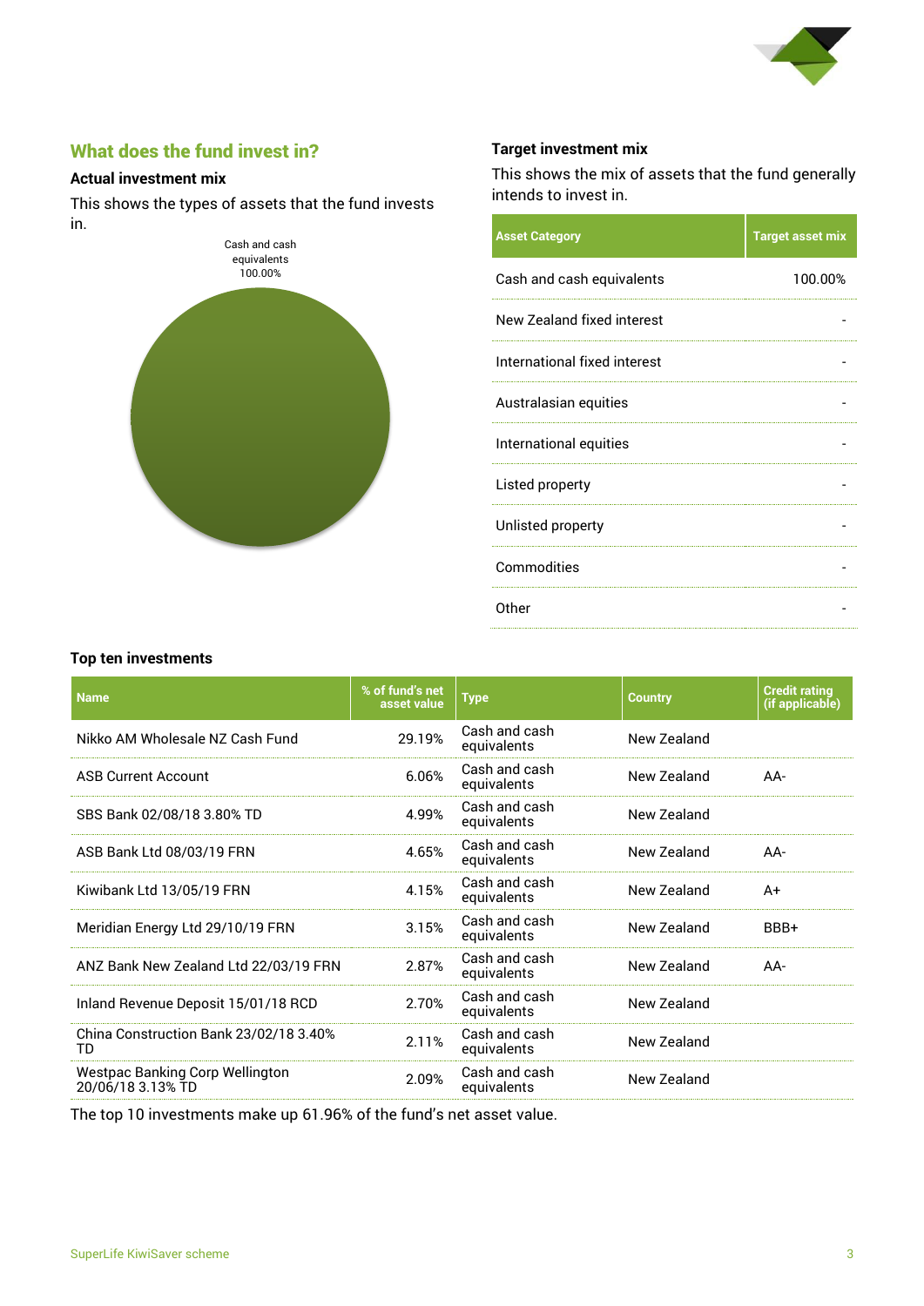## What does the fund invest in?

### Actual investment mix

This shows the types of assets that the fund invests in.

Cash and cash equivalents 100.00%

### Target investment mix

This shows the mix of assets that the fund generally intends to invest in.

| Asset Category | Target asset mix |
|---|---|
| Cash and cash equivalents | 100.00% |
| New Zealand fixed interest | - |
| International fixed interest | - |
| Australasian equities | - |
| International equities | - |
| Listed property | - |
| Unlisted property | - |
| Commodities | - |
| Other | - |

### Top ten investments

| Name | % of fund's net asset value | Type | Country | Credit rating (if applicable) |
|---|---|---|---|---|
| Nikko AM Wholesale NZ Cash Fund | 29.19% | Cash and cash equivalents | New Zealand | |
| ASB Current Account | 6.06% | Cash and cash equivalents | New Zealand | AA- |
| SBS Bank 02/08/18 3.80% TD | 4.99% | Cash and cash equivalents | New Zealand | |
| ASB Bank Ltd 08/03/19 FRN | 4.65% | Cash and cash equivalents | New Zealand | AA- |
| Kiwibank Ltd 13/05/19 FRN | 4.15% | Cash and cash equivalents | New Zealand | A+ |
| Meridian Energy Ltd 29/10/19 FRN | 3.15% | Cash and cash equivalents | New Zealand | BBB+ |
| ANZ Bank New Zealand Ltd 22/03/19 FRN | 2.87% | Cash and cash equivalents | New Zealand | AA- |
| Inland Revenue Deposit 15/01/18 RCD | 2.70% | Cash and cash equivalents | New Zealand | |
| China Construction Bank 23/02/18 3.40% TD | 2.11% | Cash and cash equivalents | New Zealand | |
| Westpac Banking Corp Wellington 20/06/18 3.13% TD | 2.09% | Cash and cash equivalents | New Zealand | |

The top 10 investments make up 61.96% of the fund's net asset value.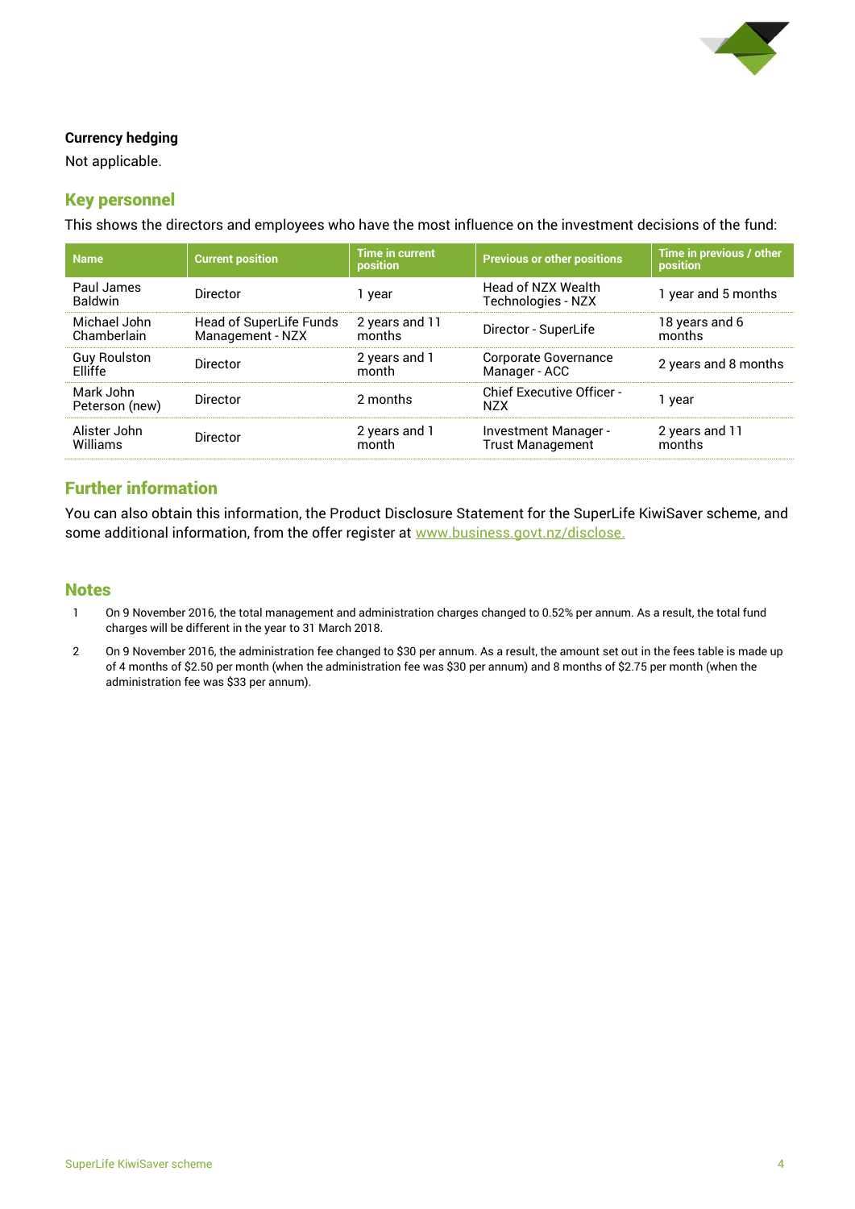**Currency hedging**

Not applicable.

## Key personnel

This shows the directors and employees who have the most influence on the investment decisions of the fund:

| Name | Current position | Time in current position | Previous or other positions | Time in previous / other position |
|---|---|---|---|---|
| Paul James Baldwin | Director | 1 year | Head of NZX Wealth Technologies - NZX | 1 year and 5 months |
| Michael John Chamberlain | Head of SuperLife Funds Management - NZX | 2 years and 11 months | Director - SuperLife | 18 years and 6 months |
| Guy Roulston Elliffe | Director | 2 years and 1 month | Corporate Governance Manager - ACC | 2 years and 8 months |
| Mark John Peterson (new) | Director | 2 months | Chief Executive Officer - NZX | 1 year |
| Alister John Williams | Director | 2 years and 1 month | Investment Manager - Trust Management | 2 years and 11 months |

## Further information

You can also obtain this information, the Product Disclosure Statement for the SuperLife KiwiSaver scheme, and some additional information, from the offer register at www.business.govt.nz/disclose.

## Notes

1. On 9 November 2016, the total management and administration charges changed to 0.52% per annum. As a result, the total fund charges will be different in the year to 31 March 2018.
2. On 9 November 2016, the administration fee changed to $30 per annum. As a result, the amount set out in the fees table is made up of 4 months of $2.50 per month (when the administration fee was $30 per annum) and 8 months of $2.75 per month (when the administration fee was $33 per annum).